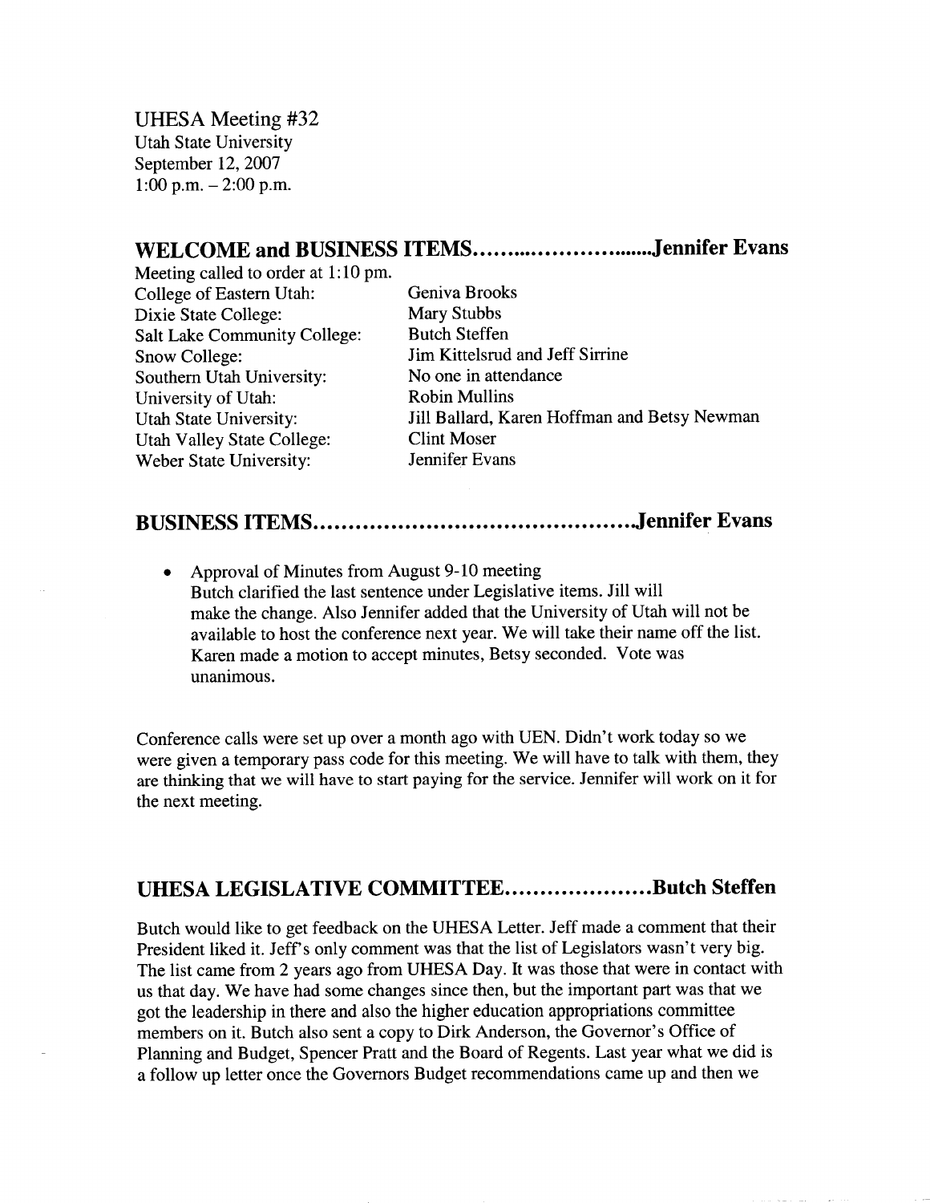UHESA Meeting #32
Utah State University
September 12, 2007
1:00 p.m. – 2:00 p.m.

## WELCOME and BUSINESS ITEMS……………………….Jennifer Evans

Meeting called to order at 1:10 pm.

| | |
|---|---|
| College of Eastern Utah: | Geniva Brooks |
| Dixie State College: | Mary Stubbs |
| Salt Lake Community College: | Butch Steffen |
| Snow College: | Jim Kittelsrud and Jeff Sirrine |
| Southern Utah University: | No one in attendance |
| University of Utah: | Robin Mullins |
| Utah State University: | Jill Ballard, Karen Hoffman and Betsy Newman |
| Utah Valley State College: | Clint Moser |
| Weber State University: | Jennifer Evans |

## BUSINESS ITEMS………………………………………..Jennifer Evans

- Approval of Minutes from August 9-10 meeting
  Butch clarified the last sentence under Legislative items. Jill will make the change. Also Jennifer added that the University of Utah will not be available to host the conference next year. We will take their name off the list. Karen made a motion to accept minutes, Betsy seconded. Vote was unanimous.

Conference calls were set up over a month ago with UEN. Didn't work today so we were given a temporary pass code for this meeting. We will have to talk with them, they are thinking that we will have to start paying for the service. Jennifer will work on it for the next meeting.

## UHESA LEGISLATIVE COMMITTEE…………………Butch Steffen

Butch would like to get feedback on the UHESA Letter. Jeff made a comment that their President liked it. Jeff's only comment was that the list of Legislators wasn't very big. The list came from 2 years ago from UHESA Day. It was those that were in contact with us that day. We have had some changes since then, but the important part was that we got the leadership in there and also the higher education appropriations committee members on it. Butch also sent a copy to Dirk Anderson, the Governor's Office of Planning and Budget, Spencer Pratt and the Board of Regents. Last year what we did is a follow up letter once the Governors Budget recommendations came up and then we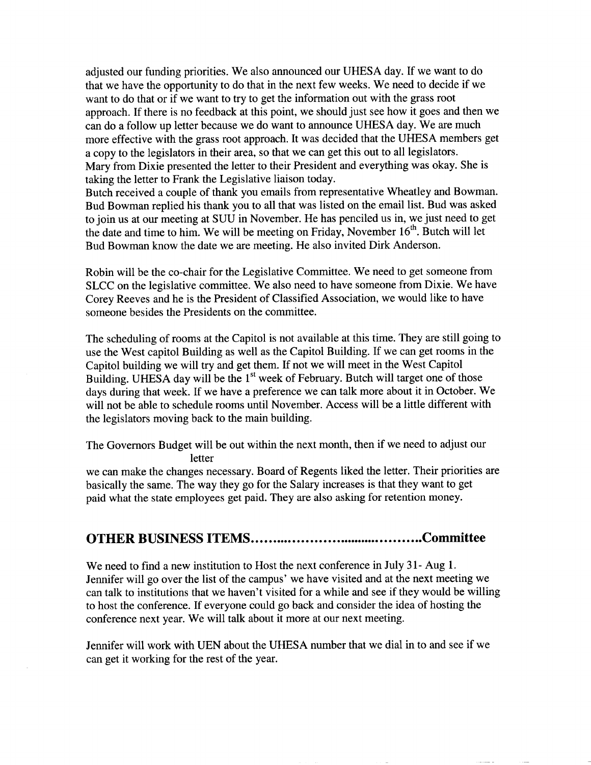adjusted our funding priorities. We also announced our UHESA day. If we want to do that we have the opportunity to do that in the next few weeks. We need to decide if we want to do that or if we want to try to get the information out with the grass root approach. If there is no feedback at this point, we should just see how it goes and then we can do a follow up letter because we do want to announce UHESA day. We are much more effective with the grass root approach. It was decided that the UHESA members get a copy to the legislators in their area, so that we can get this out to all legislators. Mary from Dixie presented the letter to their President and everything was okay. She is taking the letter to Frank the Legislative liaison today.
Butch received a couple of thank you emails from representative Wheatley and Bowman. Bud Bowman replied his thank you to all that was listed on the email list. Bud was asked to join us at our meeting at SUU in November. He has penciled us in, we just need to get the date and time to him. We will be meeting on Friday, November 16th. Butch will let Bud Bowman know the date we are meeting. He also invited Dirk Anderson.

Robin will be the co-chair for the Legislative Committee. We need to get someone from SLCC on the legislative committee. We also need to have someone from Dixie. We have Corey Reeves and he is the President of Classified Association, we would like to have someone besides the Presidents on the committee.

The scheduling of rooms at the Capitol is not available at this time. They are still going to use the West capitol Building as well as the Capitol Building. If we can get rooms in the Capitol building we will try and get them. If not we will meet in the West Capitol Building. UHESA day will be the 1st week of February. Butch will target one of those days during that week. If we have a preference we can talk more about it in October. We will not be able to schedule rooms until November. Access will be a little different with the legislators moving back to the main building.

The Governors Budget will be out within the next month, then if we need to adjust our letter
we can make the changes necessary. Board of Regents liked the letter. Their priorities are basically the same. The way they go for the Salary increases is that they want to get paid what the state employees get paid. They are also asking for retention money.

## OTHER BUSINESS ITEMS……………………………………Committee

We need to find a new institution to Host the next conference in July 31- Aug 1. Jennifer will go over the list of the campus' we have visited and at the next meeting we can talk to institutions that we haven't visited for a while and see if they would be willing to host the conference. If everyone could go back and consider the idea of hosting the conference next year. We will talk about it more at our next meeting.

Jennifer will work with UEN about the UHESA number that we dial in to and see if we can get it working for the rest of the year.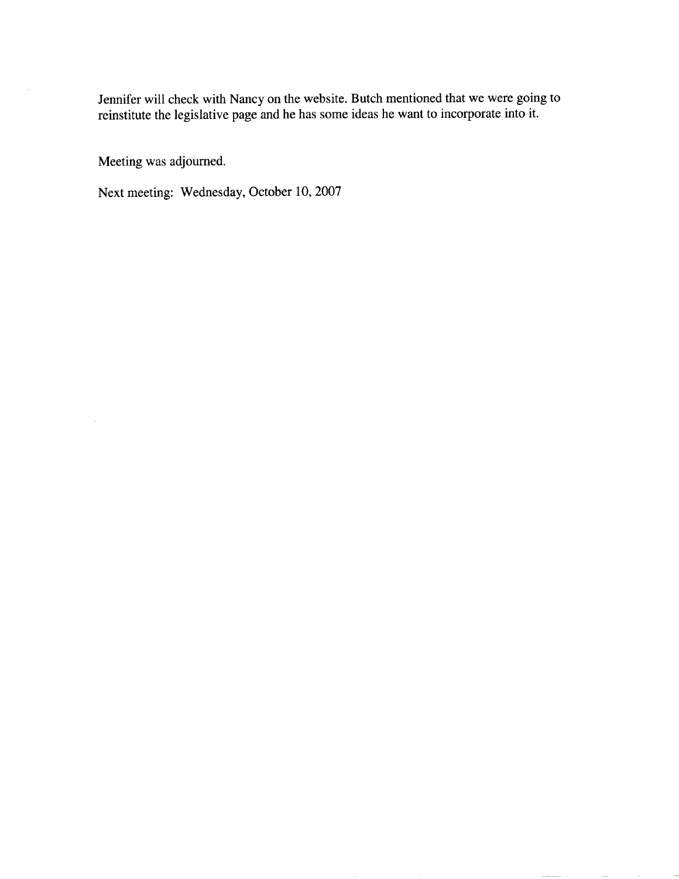Jennifer will check with Nancy on the website. Butch mentioned that we were going to reinstitute the legislative page and he has some ideas he want to incorporate into it.

Meeting was adjourned.

Next meeting: Wednesday, October 10, 2007